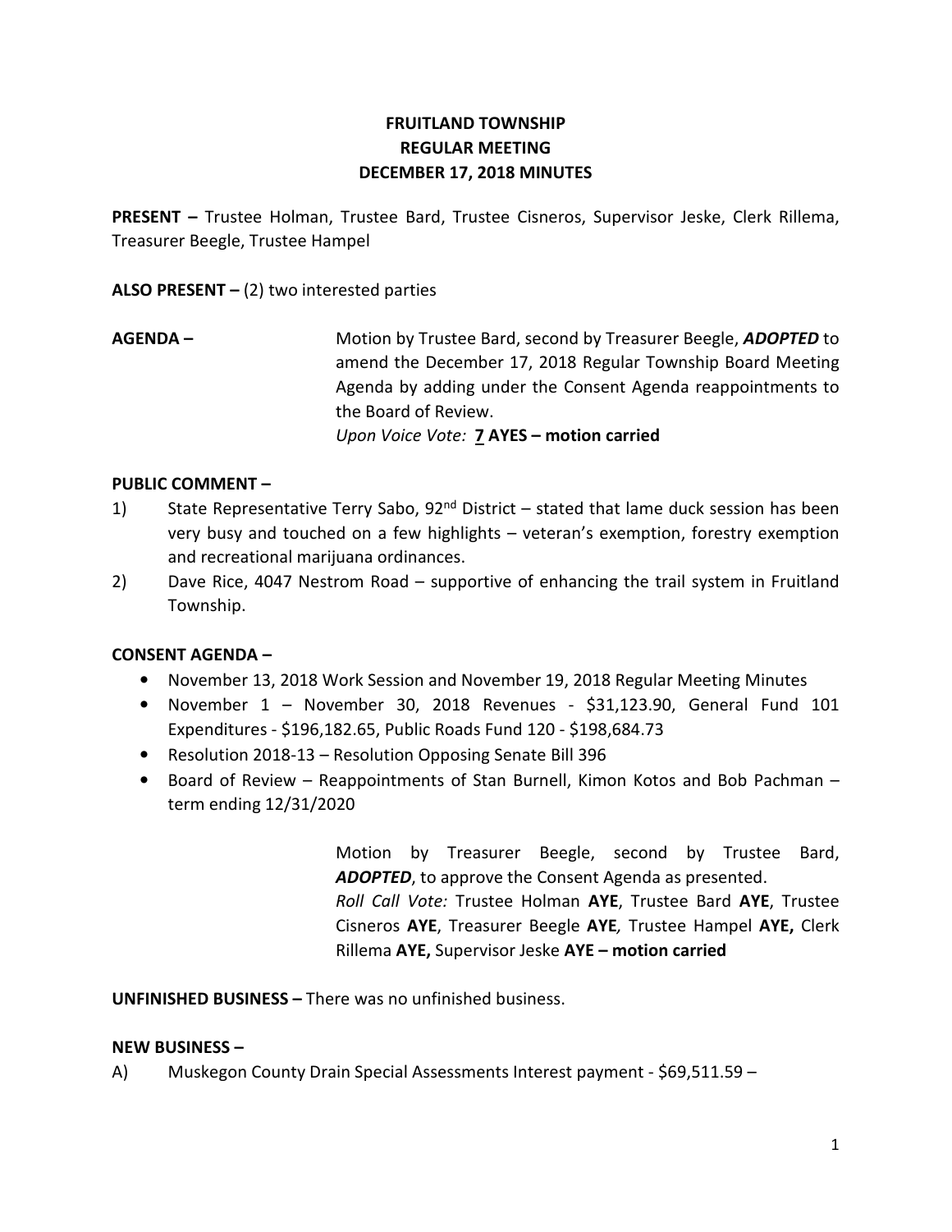# FRUITLAND TOWNSHIP
## REGULAR MEETING
## DECEMBER 17, 2018 MINUTES

**PRESENT –** Trustee Holman, Trustee Bard, Trustee Cisneros, Supervisor Jeske, Clerk Rillema, Treasurer Beegle, Trustee Hampel

**ALSO PRESENT –** (2) two interested parties

**AGENDA –** Motion by Trustee Bard, second by Treasurer Beegle, ***ADOPTED*** to amend the December 17, 2018 Regular Township Board Meeting Agenda by adding under the Consent Agenda reappointments to the Board of Review.
*Upon Voice Vote:* **7 AYES – motion carried**

**PUBLIC COMMENT –**

1) State Representative Terry Sabo, 92nd District – stated that lame duck session has been very busy and touched on a few highlights – veteran's exemption, forestry exemption and recreational marijuana ordinances.
2) Dave Rice, 4047 Nestrom Road – supportive of enhancing the trail system in Fruitland Township.

**CONSENT AGENDA –**

- November 13, 2018 Work Session and November 19, 2018 Regular Meeting Minutes
- November 1 – November 30, 2018 Revenues - $31,123.90, General Fund 101 Expenditures - $196,182.65, Public Roads Fund 120 - $198,684.73
- Resolution 2018-13 – Resolution Opposing Senate Bill 396
- Board of Review – Reappointments of Stan Burnell, Kimon Kotos and Bob Pachman – term ending 12/31/2020

Motion by Treasurer Beegle, second by Trustee Bard, ***ADOPTED***, to approve the Consent Agenda as presented.
*Roll Call Vote:* Trustee Holman **AYE**, Trustee Bard **AYE**, Trustee Cisneros **AYE**, Treasurer Beegle **AYE**, Trustee Hampel **AYE,** Clerk Rillema **AYE,** Supervisor Jeske **AYE – motion carried**

**UNFINISHED BUSINESS –** There was no unfinished business.

**NEW BUSINESS –**

A) Muskegon County Drain Special Assessments Interest payment - $69,511.59 –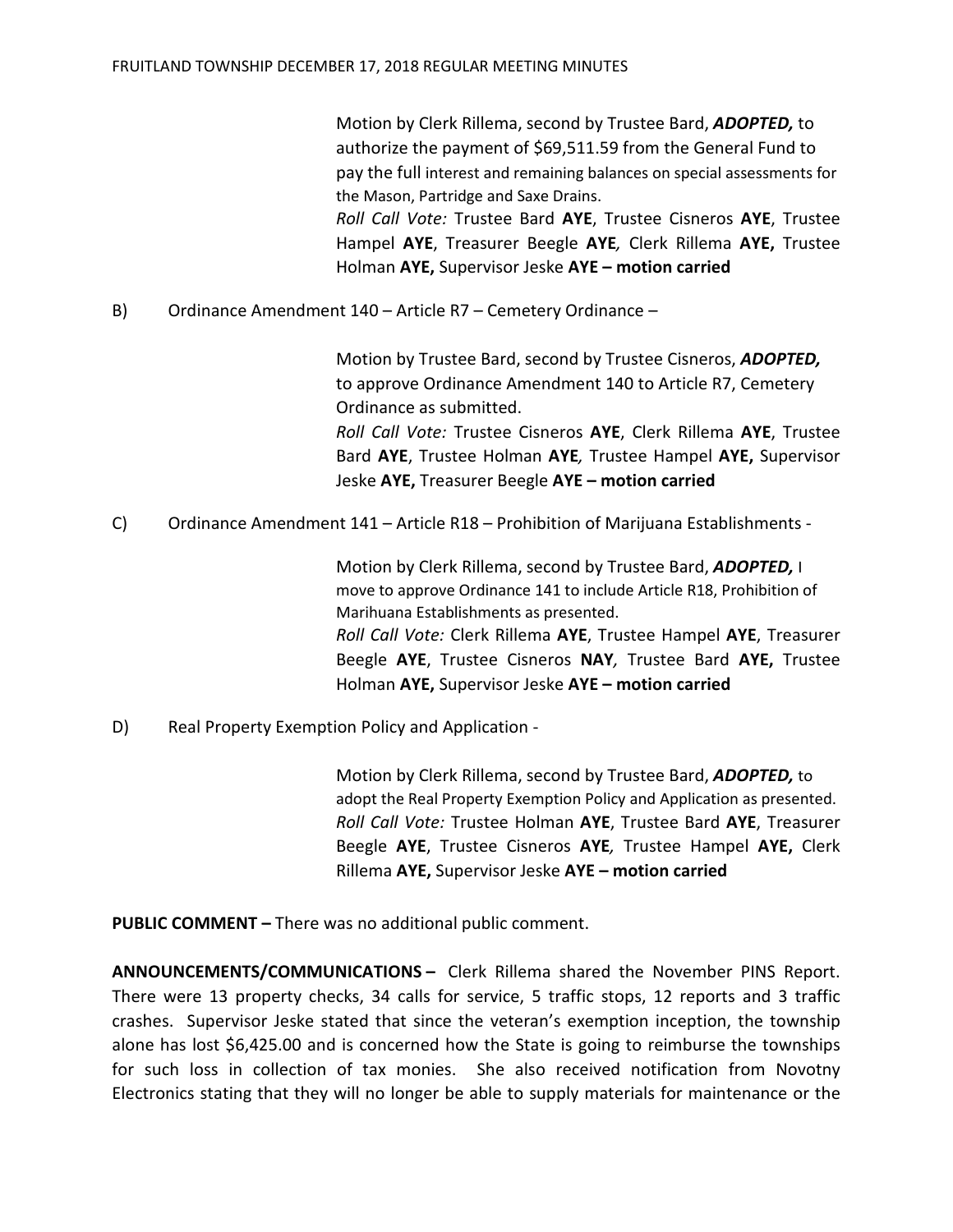Motion by Clerk Rillema, second by Trustee Bard, ***ADOPTED,*** to authorize the payment of $69,511.59 from the General Fund to pay the full interest and remaining balances on special assessments for the Mason, Partridge and Saxe Drains.
*Roll Call Vote:* Trustee Bard **AYE**, Trustee Cisneros **AYE**, Trustee Hampel **AYE**, Treasurer Beegle **AYE***,* Clerk Rillema **AYE,** Trustee Holman **AYE,** Supervisor Jeske **AYE – motion carried**

B) Ordinance Amendment 140 – Article R7 – Cemetery Ordinance –

Motion by Trustee Bard, second by Trustee Cisneros, ***ADOPTED,*** to approve Ordinance Amendment 140 to Article R7, Cemetery Ordinance as submitted.
*Roll Call Vote:* Trustee Cisneros **AYE**, Clerk Rillema **AYE**, Trustee Bard **AYE**, Trustee Holman **AYE***,* Trustee Hampel **AYE,** Supervisor Jeske **AYE,** Treasurer Beegle **AYE – motion carried**

C) Ordinance Amendment 141 – Article R18 – Prohibition of Marijuana Establishments -

Motion by Clerk Rillema, second by Trustee Bard, ***ADOPTED,*** I move to approve Ordinance 141 to include Article R18, Prohibition of Marihuana Establishments as presented.
*Roll Call Vote:* Clerk Rillema **AYE**, Trustee Hampel **AYE**, Treasurer Beegle **AYE**, Trustee Cisneros **NAY***,* Trustee Bard **AYE,** Trustee Holman **AYE,** Supervisor Jeske **AYE – motion carried**

D) Real Property Exemption Policy and Application -

Motion by Clerk Rillema, second by Trustee Bard, ***ADOPTED,*** to adopt the Real Property Exemption Policy and Application as presented.
*Roll Call Vote:* Trustee Holman **AYE**, Trustee Bard **AYE**, Treasurer Beegle **AYE**, Trustee Cisneros **AYE***,* Trustee Hampel **AYE,** Clerk Rillema **AYE,** Supervisor Jeske **AYE – motion carried**

**PUBLIC COMMENT –** There was no additional public comment.

**ANNOUNCEMENTS/COMMUNICATIONS –** Clerk Rillema shared the November PINS Report. There were 13 property checks, 34 calls for service, 5 traffic stops, 12 reports and 3 traffic crashes. Supervisor Jeske stated that since the veteran's exemption inception, the township alone has lost $6,425.00 and is concerned how the State is going to reimburse the townships for such loss in collection of tax monies. She also received notification from Novotny Electronics stating that they will no longer be able to supply materials for maintenance or the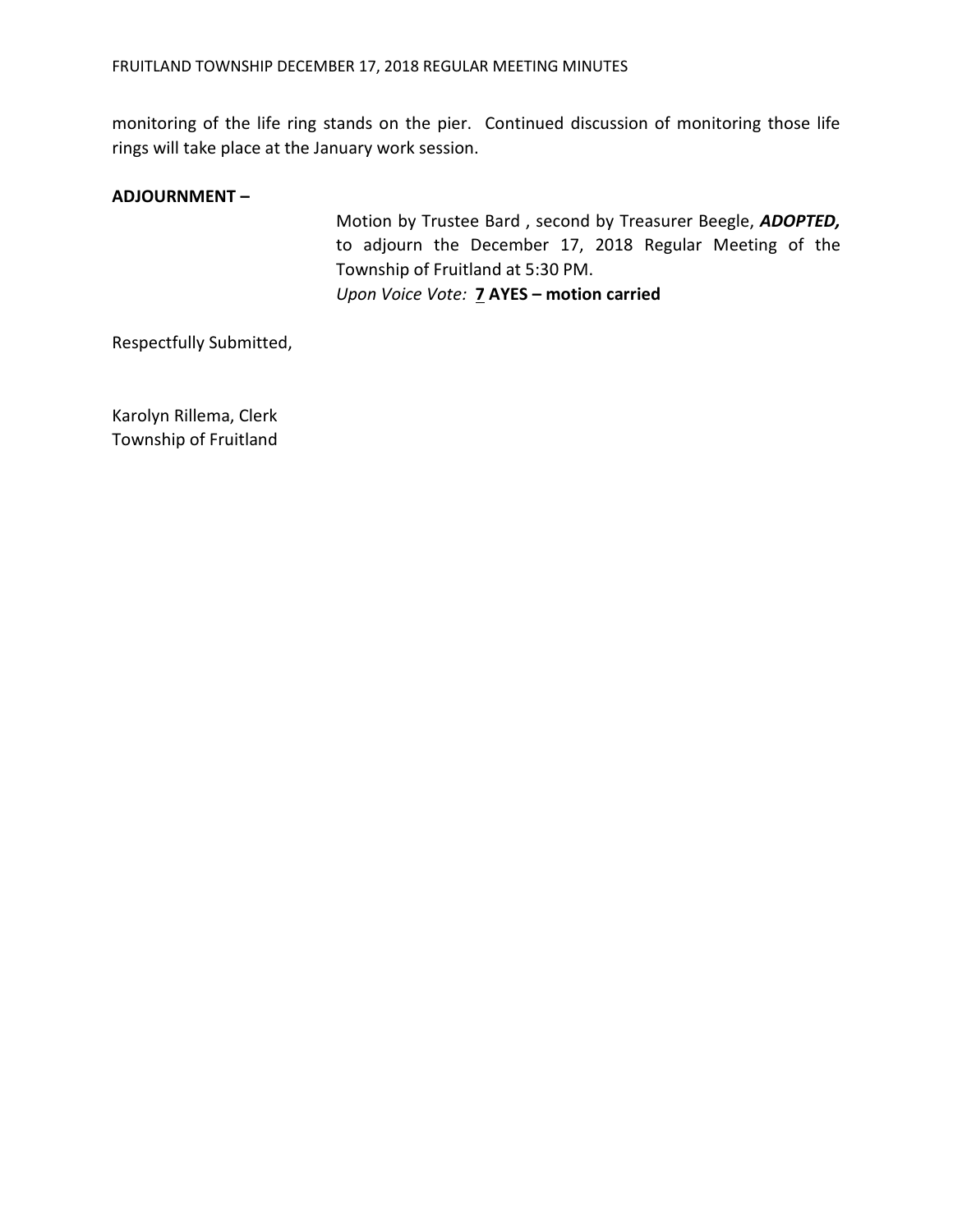monitoring of the life ring stands on the pier. Continued discussion of monitoring those life rings will take place at the January work session.

**ADJOURNMENT –**

Motion by Trustee Bard , second by Treasurer Beegle, ***ADOPTED,*** to adjourn the December 17, 2018 Regular Meeting of the Township of Fruitland at 5:30 PM.
*Upon Voice Vote:* **7 AYES – motion carried**

Respectfully Submitted,

Karolyn Rillema, Clerk
Township of Fruitland